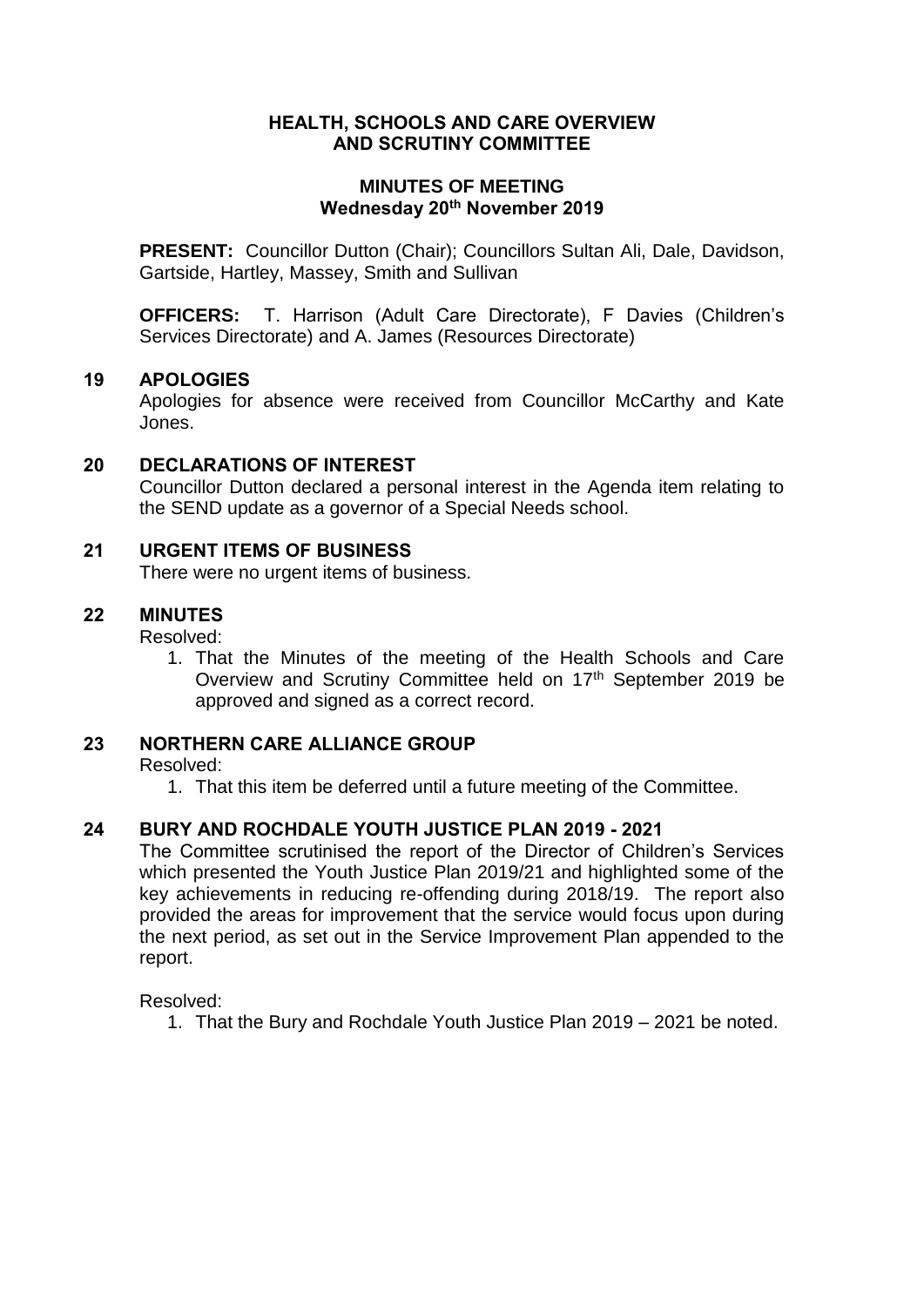# HEALTH, SCHOOLS AND CARE OVERVIEW AND SCRUTINY COMMITTEE

## MINUTES OF MEETING
**Wednesday 20th November 2019**

**PRESENT:** Councillor Dutton (Chair); Councillors Sultan Ali, Dale, Davidson, Gartside, Hartley, Massey, Smith and Sullivan

**OFFICERS:** T. Harrison (Adult Care Directorate), F Davies (Children's Services Directorate) and A. James (Resources Directorate)

### 19 APOLOGIES

Apologies for absence were received from Councillor McCarthy and Kate Jones.

### 20 DECLARATIONS OF INTEREST

Councillor Dutton declared a personal interest in the Agenda item relating to the SEND update as a governor of a Special Needs school.

### 21 URGENT ITEMS OF BUSINESS

There were no urgent items of business.

### 22 MINUTES

Resolved:

1. That the Minutes of the meeting of the Health Schools and Care Overview and Scrutiny Committee held on 17th September 2019 be approved and signed as a correct record.

### 23 NORTHERN CARE ALLIANCE GROUP

Resolved:

1. That this item be deferred until a future meeting of the Committee.

### 24 BURY AND ROCHDALE YOUTH JUSTICE PLAN 2019 - 2021

The Committee scrutinised the report of the Director of Children's Services which presented the Youth Justice Plan 2019/21 and highlighted some of the key achievements in reducing re-offending during 2018/19. The report also provided the areas for improvement that the service would focus upon during the next period, as set out in the Service Improvement Plan appended to the report.

Resolved:

1. That the Bury and Rochdale Youth Justice Plan 2019 – 2021 be noted.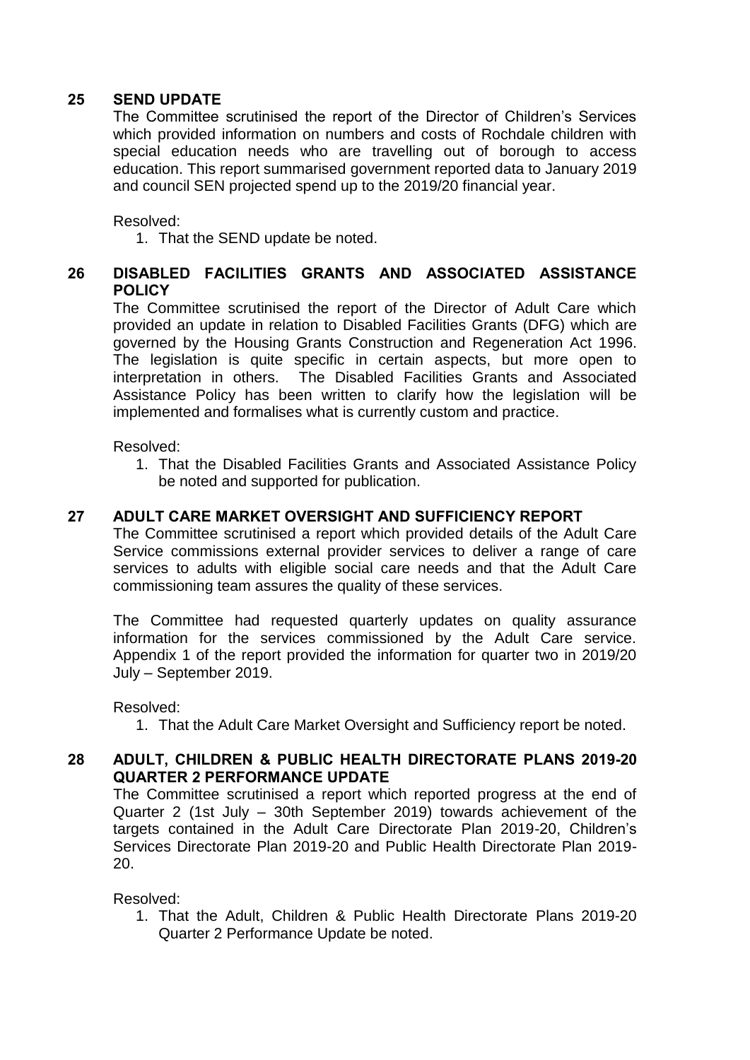## 25 SEND UPDATE

The Committee scrutinised the report of the Director of Children's Services which provided information on numbers and costs of Rochdale children with special education needs who are travelling out of borough to access education. This report summarised government reported data to January 2019 and council SEN projected spend up to the 2019/20 financial year.

Resolved:

1. That the SEND update be noted.

## 26 DISABLED FACILITIES GRANTS AND ASSOCIATED ASSISTANCE POLICY

The Committee scrutinised the report of the Director of Adult Care which provided an update in relation to Disabled Facilities Grants (DFG) which are governed by the Housing Grants Construction and Regeneration Act 1996. The legislation is quite specific in certain aspects, but more open to interpretation in others. The Disabled Facilities Grants and Associated Assistance Policy has been written to clarify how the legislation will be implemented and formalises what is currently custom and practice.

Resolved:

1. That the Disabled Facilities Grants and Associated Assistance Policy be noted and supported for publication.

## 27 ADULT CARE MARKET OVERSIGHT AND SUFFICIENCY REPORT

The Committee scrutinised a report which provided details of the Adult Care Service commissions external provider services to deliver a range of care services to adults with eligible social care needs and that the Adult Care commissioning team assures the quality of these services.

The Committee had requested quarterly updates on quality assurance information for the services commissioned by the Adult Care service. Appendix 1 of the report provided the information for quarter two in 2019/20 July – September 2019.

Resolved:

1. That the Adult Care Market Oversight and Sufficiency report be noted.

## 28 ADULT, CHILDREN & PUBLIC HEALTH DIRECTORATE PLANS 2019-20 QUARTER 2 PERFORMANCE UPDATE

The Committee scrutinised a report which reported progress at the end of Quarter 2 (1st July – 30th September 2019) towards achievement of the targets contained in the Adult Care Directorate Plan 2019-20, Children's Services Directorate Plan 2019-20 and Public Health Directorate Plan 2019-20.

Resolved:

1. That the Adult, Children & Public Health Directorate Plans 2019-20 Quarter 2 Performance Update be noted.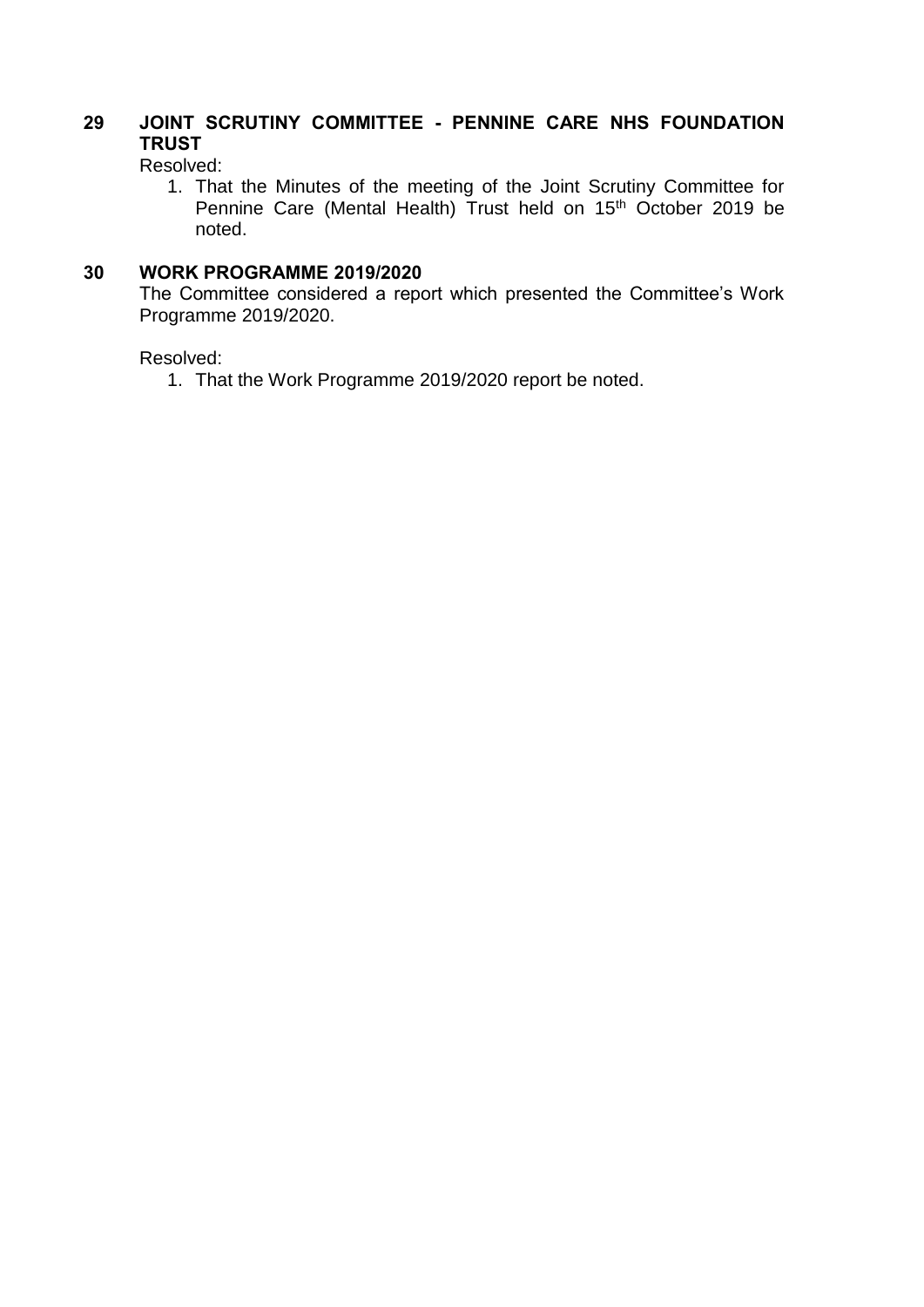## 29 JOINT SCRUTINY COMMITTEE - PENNINE CARE NHS FOUNDATION TRUST

Resolved:

1. That the Minutes of the meeting of the Joint Scrutiny Committee for Pennine Care (Mental Health) Trust held on 15th October 2019 be noted.

## 30 WORK PROGRAMME 2019/2020

The Committee considered a report which presented the Committee's Work Programme 2019/2020.

Resolved:

1. That the Work Programme 2019/2020 report be noted.